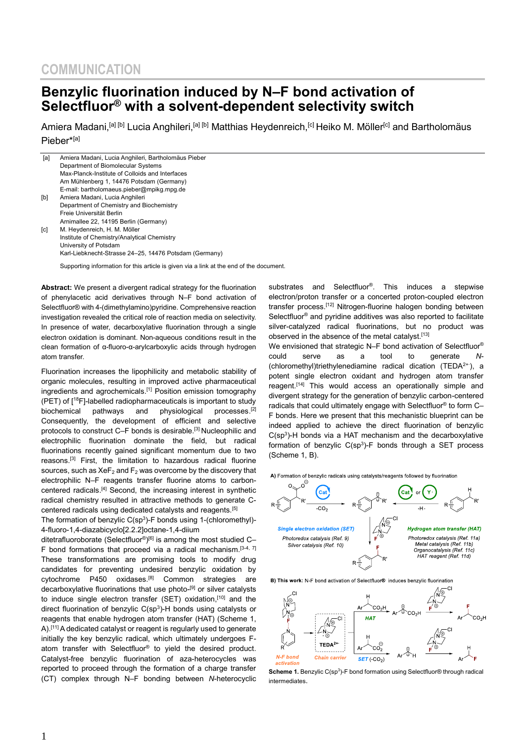COMMUNICATION

# Benzylic fluorination induced by N–F bond activation of Selectfluor® with a solvent-dependent selectivity switch

Amiera Madani,[a] [b] Lucia Anghileri,[a] [b] Matthias Heydenreich,[c] Heiko M. Möller[c] and Bartholomäus Pieber*[a]

[a] Amiera Madani, Lucia Anghileri, Bartholomäus Pieber
Department of Biomolecular Systems
Max-Planck-Institute of Colloids and Interfaces
Am Mühlenberg 1, 14476 Potsdam (Germany)
E-mail: bartholomaeus.pieber@mpikg.mpg.de

[b] Amiera Madani, Lucia Anghileri
Department of Chemistry and Biochemistry
Freie Universität Berlin
Arnimallee 22, 14195 Berlin (Germany)

[c] M. Heydenreich, H. M. Möller
Institute of Chemistry/Analytical Chemistry
University of Potsdam
Karl-Liebknecht-Strasse 24–25, 14476 Potsdam (Germany)

Supporting information for this article is given via a link at the end of the document.

**Abstract:** We present a divergent radical strategy for the fluorination of phenylacetic acid derivatives through N–F bond activation of Selectfluor® with 4-(dimethylamino)pyridine. Comprehensive reaction investigation revealed the critical role of reaction media on selectivity. In presence of water, decarboxylative fluorination through a single electron oxidation is dominant. Non-aqueous conditions result in the clean formation of α-fluoro-α-arylcarboxylic acids through hydrogen atom transfer.

Fluorination increases the lipophilicity and metabolic stability of organic molecules, resulting in improved active pharmaceutical ingredients and agrochemicals.[1] Position emission tomography (PET) of [$^{18}$F]-labelled radiopharmaceuticals is important to study biochemical pathways and physiological processes.[2] Consequently, the development of efficient and selective protocols to construct C–F bonds is desirable.[3] Nucleophilic and electrophilic fluorination dominate the field, but radical fluorinations recently gained significant momentum due to two reasons.[3] First, the limitation to hazardous radical fluorine sources, such as $XeF_2$ and $F_2$ was overcome by the discovery that electrophilic N–F reagents transfer fluorine atoms to carbon-centered radicals.[4] Second, the increasing interest in synthetic radical chemistry resulted in attractive methods to generate C-centered radicals using dedicated catalysts and reagents.[5]

The formation of benzylic C(sp$^3$)-F bonds using 1-(chloromethyl)-4-fluoro-1,4-diazabicyclo[2.2.2]octane-1,4-diium ditetrafluoroborate (Selectfluor®)[6] is among the most studied C–F bond formations that proceed via a radical mechanism.[3-4, 7] These transformations are promising tools to modify drug candidates for preventing undesired benzylic oxidation by cytochrome P450 oxidases.[8] Common strategies are decarboxylative fluorinations that use photo-[9] or silver catalysts to induce single electron transfer (SET) oxidation,[10] and the direct fluorination of benzylic C(sp$^3$)-H bonds using catalysts or reagents that enable hydrogen atom transfer (HAT) (Scheme 1, A).[11] A dedicated catalyst or reagent is regularly used to generate initially the key benzylic radical, which ultimately undergoes F-atom transfer with Selectfluor® to yield the desired product. Catalyst-free benzylic fluorination of aza-heterocycles was reported to proceed through the formation of a charge transfer (CT) complex through N–F bonding between *N*-heterocyclic substrates and Selectfluor®. This induces a stepwise electron/proton transfer or a concerted proton-coupled electron transfer process.[12] Nitrogen-fluorine halogen bonding between Selectfluor® and pyridine additives was also reported to facilitate silver-catalyzed radical fluorinations, but no product was observed in the absence of the metal catalyst.[13]

We envisioned that strategic N–F bond activation of Selectfluor® could serve as a tool to generate *N*-(chloromethyl)triethylenediamine radical dication (TEDA$^{2+\cdot}$), a potent single electron oxidant and hydrogen atom transfer reagent.[14] This would access an operationally simple and divergent strategy for the generation of benzylic carbon-centered radicals that could ultimately engage with Selectfluor® to form C–F bonds. Here we present that this mechanistic blueprint can be indeed applied to achieve the direct fluorination of benzylic C(sp$^3$)-H bonds via a HAT mechanism and the decarboxylative formation of benzylic C(sp$^3$)-F bonds through a SET process (Scheme 1, B).

A) Formation of benzylic radicals using catalysts/reagents followed by fluorination

Single electron oxidation (SET): Photoredox catalysis (Ref. 9); Silver catalysis (Ref. 10)

Hydrogen atom transfer (HAT): Photoredox catalysis (Ref. 11a); Metal catalysis (Ref. 11b); Organocatalysis (Ref. 11c); HAT reagent (Ref. 11d)

B) This work: N-F bond activation of Selectfluor® induces benzylic fluorination

N-F bond activation; Chain carrier; TEDA$^{2+\cdot}$; HAT; SET ($-CO_2$)

**Scheme 1.** Benzylic C(sp$^3$)-F bond formation using Selectfluor® through radical intermediates.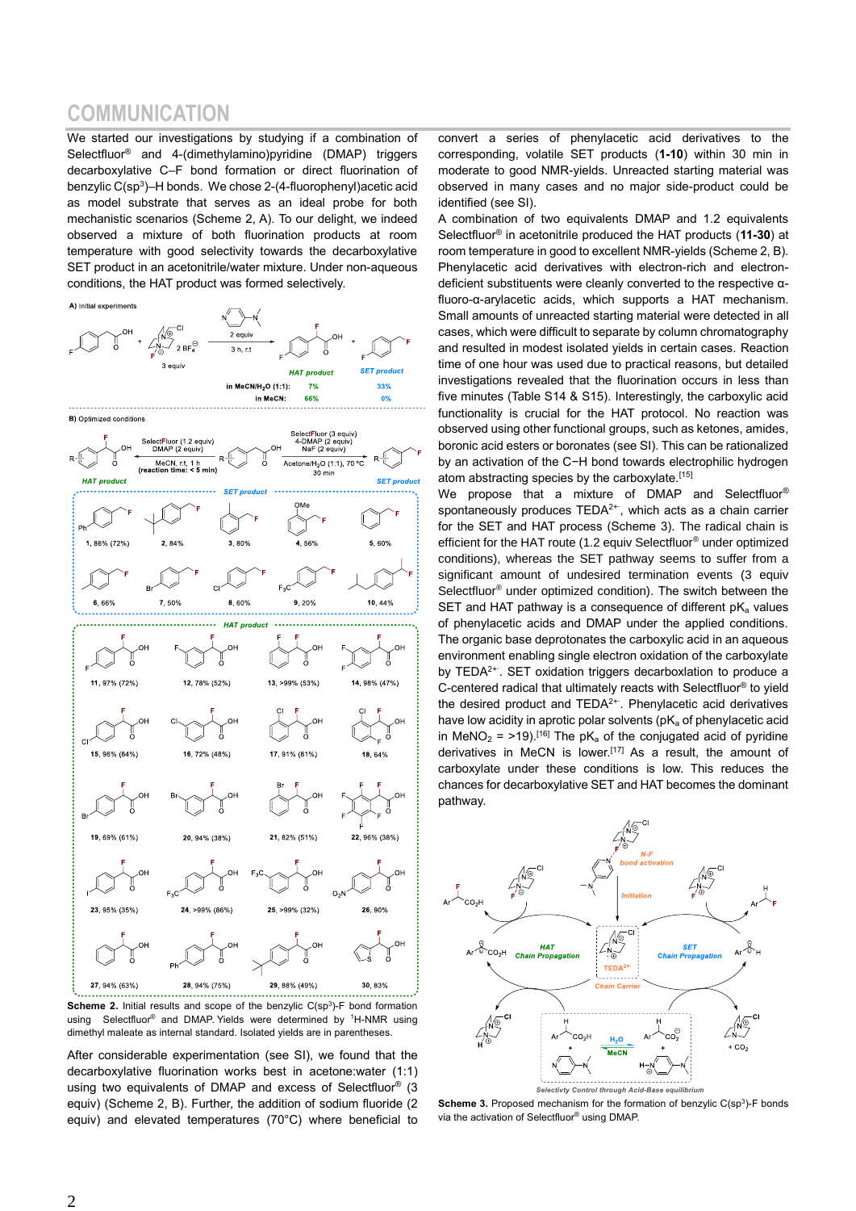## COMMUNICATION

We started our investigations by studying if a combination of Selectfluor® and 4-(dimethylamino)pyridine (DMAP) triggers decarboxylative C–F bond formation or direct fluorination of benzylic C($sp^3$)–H bonds. We chose 2-(4-fluorophenyl)acetic acid as model substrate that serves as an ideal probe for both mechanistic scenarios (Scheme 2, A). To our delight, we indeed observed a mixture of both fluorination products at room temperature with good selectivity towards the decarboxylative SET product in an acetonitrile/water mixture. Under non-aqueous conditions, the HAT product was formed selectively.

Scheme 2. Initial results and scope of the benzylic C($sp^3$)-F bond formation using Selectfluor® and DMAP. Yields were determined by $^1$H-NMR using dimethyl maleate as internal standard. Isolated yields are in parentheses.

After considerable experimentation (see SI), we found that the decarboxylative fluorination works best in acetone:water (1:1) using two equivalents of DMAP and excess of Selectfluor® (3 equiv) (Scheme 2, B). Further, the addition of sodium fluoride (2 equiv) and elevated temperatures (70°C) where beneficial to convert a series of phenylacetic acid derivatives to the corresponding, volatile SET products (**1-10**) within 30 min in moderate to good NMR-yields. Unreacted starting material was observed in many cases and no major side-product could be identified (see SI).

A combination of two equivalents DMAP and 1.2 equivalents Selectfluor® in acetonitrile produced the HAT products (**11-30**) at room temperature in good to excellent NMR-yields (Scheme 2, B). Phenylacetic acid derivatives with electron-rich and electron-deficient substituents were cleanly converted to the respective α-fluoro-α-arylacetic acids, which supports a HAT mechanism. Small amounts of unreacted starting material were detected in all cases, which were difficult to separate by column chromatography and resulted in modest isolated yields in certain cases. Reaction time of one hour was used due to practical reasons, but detailed investigations revealed that the fluorination occurs in less than five minutes (Table S14 & S15). Interestingly, the carboxylic acid functionality is crucial for the HAT protocol. No reaction was observed using other functional groups, such as ketones, amides, boronic acid esters or boronates (see SI). This can be rationalized by an activation of the C−H bond towards electrophilic hydrogen atom abstracting species by the carboxylate.[15]

We propose that a mixture of DMAP and Selectfluor® spontaneously produces TEDA$^{2+\cdot}$, which acts as a chain carrier for the SET and HAT process (Scheme 3). The radical chain is efficient for the HAT route (1.2 equiv Selectfluor® under optimized conditions), whereas the SET pathway seems to suffer from a significant amount of undesired termination events (3 equiv Selectfluor® under optimized condition). The switch between the SET and HAT pathway is a consequence of different p$K_a$ values of phenylacetic acids and DMAP under the applied conditions. The organic base deprotonates the carboxylic acid in an aqueous environment enabling single electron oxidation of the carboxylate by TEDA$^{2+\cdot}$. SET oxidation triggers decarboxlation to produce a C-centered radical that ultimately reacts with Selectfluor® to yield the desired product and TEDA$^{2+\cdot}$. Phenylacetic acid derivatives have low acidity in aprotic polar solvents (p$K_a$ of phenylacetic acid in $MeNO_2$ = >19).[16] The p$K_a$ of the conjugated acid of pyridine derivatives in MeCN is lower.[17] As a result, the amount of carboxylate under these conditions is low. This reduces the chances for decarboxylative SET and HAT becomes the dominant pathway.

Scheme 3. Proposed mechanism for the formation of benzylic C($sp^3$)-F bonds via the activation of Selectfluor® using DMAP.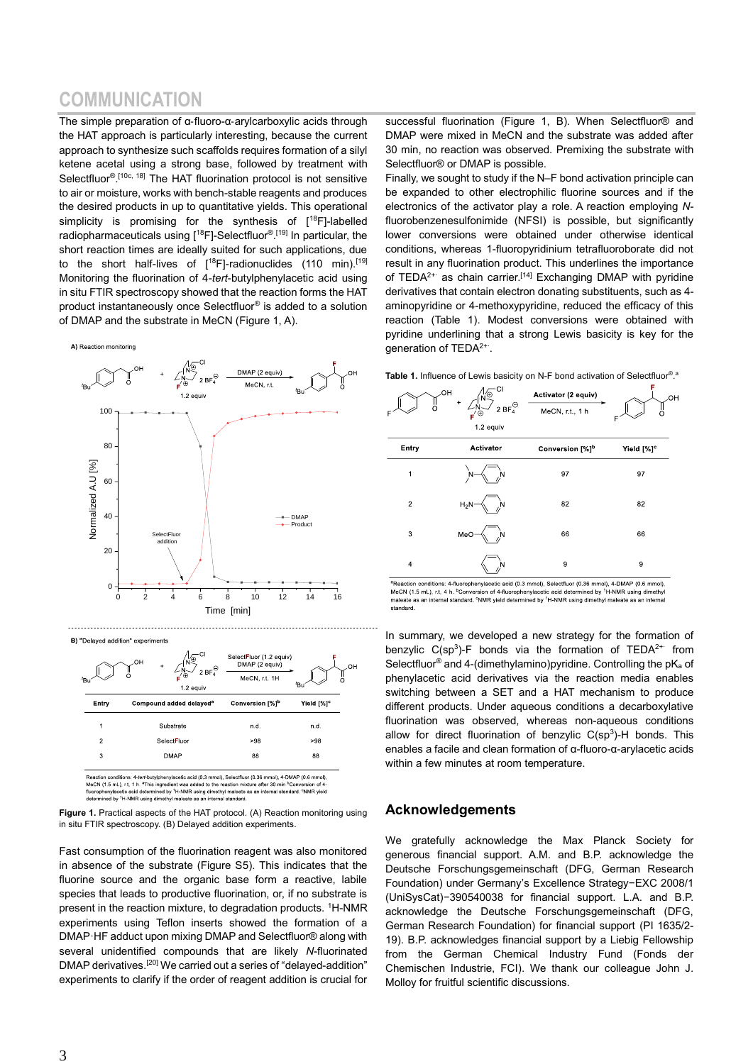## COMMUNICATION

The simple preparation of α-fluoro-α-arylcarboxylic acids through the HAT approach is particularly interesting, because the current approach to synthesize such scaffolds requires formation of a silyl ketene acetal using a strong base, followed by treatment with Selectfluor®.[10c, 18] The HAT fluorination protocol is not sensitive to air or moisture, works with bench-stable reagents and produces the desired products in up to quantitative yields. This operational simplicity is promising for the synthesis of [$^{18}$F]-labelled radiopharmaceuticals using [$^{18}$F]-Selectfluor®.[19] In particular, the short reaction times are ideally suited for such applications, due to the short half-lives of [$^{18}$F]-radionuclides (110 min).[19] Monitoring the fluorination of 4-*tert*-butylphenylacetic acid using in situ FTIR spectroscopy showed that the reaction forms the HAT product instantaneously once Selectfluor® is added to a solution of DMAP and the substrate in MeCN (Figure 1, A).

B) "Delayed addition" experiments

Conditions: Selectfluor (1.2 equiv), DMAP (2 equiv), MeCN, r.t. 1H

| Entry | Compound added delayed[a] | Conversion [%][b] | Yield [%][c] |
|---|---|---|---|
| 1 | Substrate | n.d. | n.d. |
| 2 | SelectFluor | >98 | >98 |
| 3 | DMAP | 88 | 88 |

Reaction conditions: 4-tert-butylphenylacetic acid (0.3 mmol), Selectfluor (0.36 mmol), 4-DMAP (0.6 mmol), MeCN (1.5 mL), r.t, 1 h. [a]This ingredient was added to the reaction mixture after 30 min [b]Conversion of 4-fluorophenylacetic acid determined by $^{1}$H-NMR using dimethyl maleate as an internal standard. [c]NMR yield determined by $^{1}$H-NMR using dimethyl maleate as an internal standard.

**Figure 1.** Practical aspects of the HAT protocol. (A) Reaction monitoring using in situ FTIR spectroscopy. (B) Delayed addition experiments.

Fast consumption of the fluorination reagent was also monitored in absence of the substrate (Figure S5). This indicates that the fluorine source and the organic base form a reactive, labile species that leads to productive fluorination, or, if no substrate is present in the reaction mixture, to degradation products. $^{1}$H-NMR experiments using Teflon inserts showed the formation of a DMAP·HF adduct upon mixing DMAP and Selectfluor® along with several unidentified compounds that are likely *N*-fluorinated DMAP derivatives.[20] We carried out a series of "delayed-addition" experiments to clarify if the order of reagent addition is crucial for successful fluorination (Figure 1, B). When Selectfluor® and DMAP were mixed in MeCN and the substrate was added after 30 min, no reaction was observed. Premixing the substrate with Selectfluor® or DMAP is possible.

Finally, we sought to study if the N–F bond activation principle can be expanded to other electrophilic fluorine sources and if the electronics of the activator play a role. A reaction employing *N*-fluorobenzenesulfonimide (NFSI) is possible, but significantly lower conversions were obtained under otherwise identical conditions, whereas 1-fluoropyridinium tetrafluoroborate did not result in any fluorination product. This underlines the importance of TEDA$^{2+\cdot}$ as chain carrier.[14] Exchanging DMAP with pyridine derivatives that contain electron donating substituents, such as 4-aminopyridine or 4-methoxypyridine, reduced the efficacy of this reaction (Table 1). Modest conversions were obtained with pyridine underlining that a strong Lewis basicity is key for the generation of TEDA$^{2+\cdot}$.

**Table 1.** Influence of Lewis basicity on N-F bond activation of Selectfluor®.[a]

Conditions: Selectfluor (1.2 equiv), Activator (2 equiv), MeCN, r.t., 1 h

| Entry | Activator | Conversion [%][b] | Yield [%][c] |
|---|---|---|---|
| 1 | 4-(dimethylamino)pyridine | 97 | 97 |
| 2 | 4-aminopyridine | 82 | 82 |
| 3 | 4-methoxypyridine | 66 | 66 |
| 4 | pyridine | 9 | 9 |

[a]Reaction conditions: 4-fluorophenylacetic acid (0.3 mmol), Selectfluor (0.36 mmol), 4-DMAP (0.6 mmol), MeCN (1.5 mL), r.t, 4 h. [b]Conversion of 4-fluorophenylacetic acid determined by $^{1}$H-NMR using dimethyl maleate as an internal standard. [c]NMR yield determined by $^{1}$H-NMR using dimethyl maleate as an internal standard.

In summary, we developed a new strategy for the formation of benzylic C(sp$^{3}$)-F bonds via the formation of TEDA$^{2+\cdot}$ from Selectfluor® and 4-(dimethylamino)pyridine. Controlling the p$K_a$ of phenylacetic acid derivatives via the reaction media enables switching between a SET and a HAT mechanism to produce different products. Under aqueous conditions a decarboxylative fluorination was observed, whereas non-aqueous conditions allow for direct fluorination of benzylic C(sp$^{3}$)-H bonds. This enables a facile and clean formation of α-fluoro-α-arylacetic acids within a few minutes at room temperature.

## Acknowledgements

We gratefully acknowledge the Max Planck Society for generous financial support. A.M. and B.P. acknowledge the Deutsche Forschungsgemeinschaft (DFG, German Research Foundation) under Germany's Excellence Strategy−EXC 2008/1 (UniSysCat)−390540038 for financial support. L.A. and B.P. acknowledge the Deutsche Forschungsgemeinschaft (DFG, German Research Foundation) for financial support (PI 1635/2-19). B.P. acknowledges financial support by a Liebig Fellowship from the German Chemical Industry Fund (Fonds der Chemischen Industrie, FCI). We thank our colleague John J. Molloy for fruitful scientific discussions.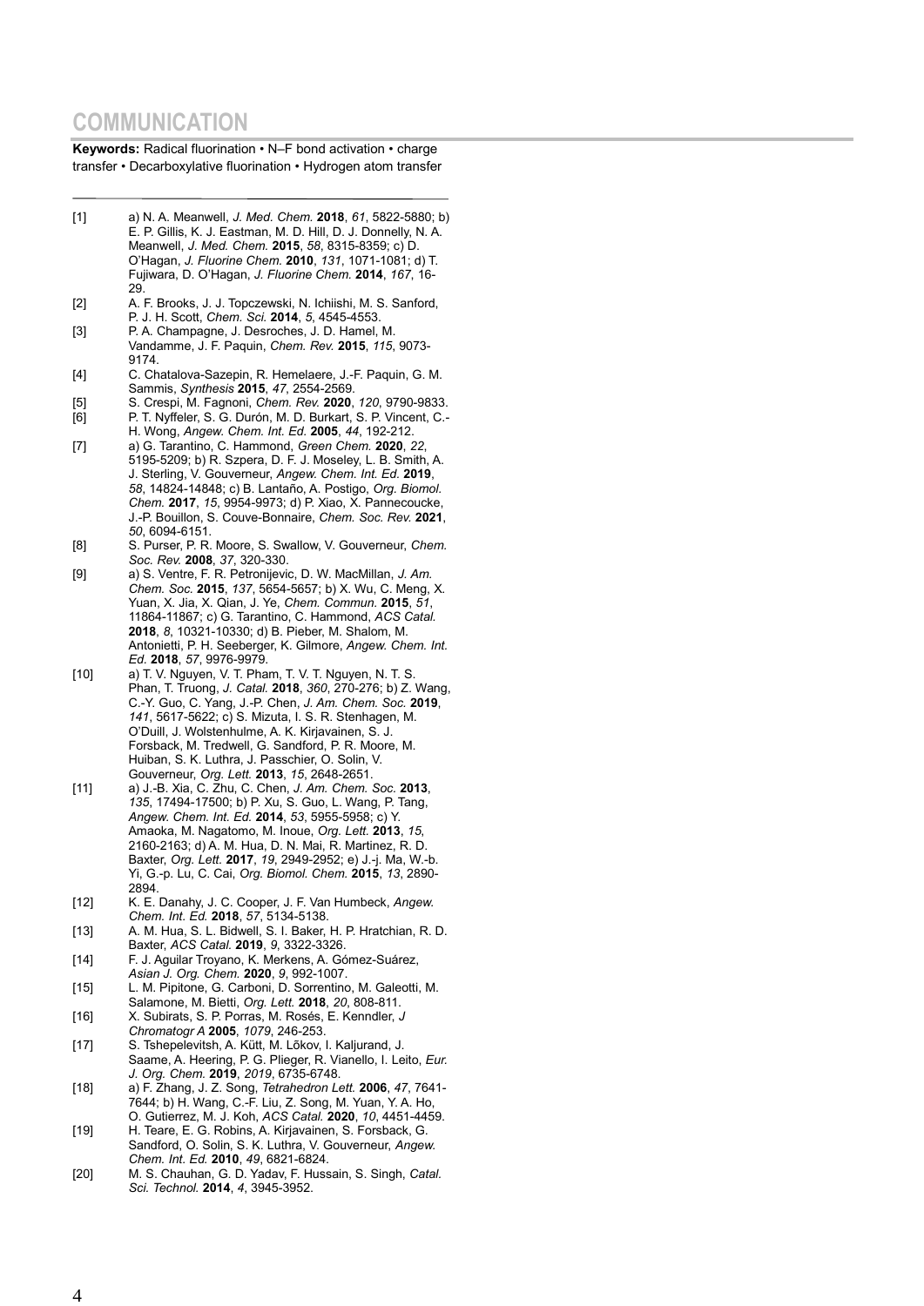**Keywords:** Radical fluorination • N–F bond activation • charge transfer • Decarboxylative fluorination • Hydrogen atom transfer

---

[1] a) N. A. Meanwell, *J. Med. Chem.* **2018**, *61*, 5822-5880; b) E. P. Gillis, K. J. Eastman, M. D. Hill, D. J. Donnelly, N. A. Meanwell, *J. Med. Chem.* **2015**, *58*, 8315-8359; c) D. O'Hagan, *J. Fluorine Chem.* **2010**, *131*, 1071-1081; d) T. Fujiwara, D. O'Hagan, *J. Fluorine Chem.* **2014**, *167*, 16-29.

[2] A. F. Brooks, J. J. Topczewski, N. Ichiishi, M. S. Sanford, P. J. H. Scott, *Chem. Sci.* **2014**, *5*, 4545-4553.

[3] P. A. Champagne, J. Desroches, J. D. Hamel, M. Vandamme, J. F. Paquin, *Chem. Rev.* **2015**, *115*, 9073-9174.

[4] C. Chatalova-Sazepin, R. Hemelaere, J.-F. Paquin, G. M. Sammis, *Synthesis* **2015**, *47*, 2554-2569.

[5] S. Crespi, M. Fagnoni, *Chem. Rev.* **2020**, *120*, 9790-9833.

[6] P. T. Nyffeler, S. G. Durón, M. D. Burkart, S. P. Vincent, C.-H. Wong, *Angew. Chem. Int. Ed.* **2005**, *44*, 192-212.

[7] a) G. Tarantino, C. Hammond, *Green Chem.* **2020**, *22*, 5195-5209; b) R. Szpera, D. F. J. Moseley, L. B. Smith, A. J. Sterling, V. Gouverneur, *Angew. Chem. Int. Ed.* **2019**, *58*, 14824-14848; c) B. Lantaño, A. Postigo, *Org. Biomol. Chem.* **2017**, *15*, 9954-9973; d) P. Xiao, X. Pannecoucke, J.-P. Bouillon, S. Couve-Bonnaire, *Chem. Soc. Rev.* **2021**, *50*, 6094-6151.

[8] S. Purser, P. R. Moore, S. Swallow, V. Gouverneur, *Chem. Soc. Rev.* **2008**, *37*, 320-330.

[9] a) S. Ventre, F. R. Petronijevic, D. W. MacMillan, *J. Am. Chem. Soc.* **2015**, *137*, 5654-5657; b) X. Wu, C. Meng, X. Yuan, X. Jia, X. Qian, J. Ye, *Chem. Commun.* **2015**, *51*, 11864-11867; c) G. Tarantino, C. Hammond, *ACS Catal.* **2018**, *8*, 10321-10330; d) B. Pieber, M. Shalom, M. Antonietti, P. H. Seeberger, K. Gilmore, *Angew. Chem. Int. Ed.* **2018**, *57*, 9976-9979.

[10] a) T. V. Nguyen, V. T. Pham, T. V. T. Nguyen, N. T. S. Phan, T. Truong, *J. Catal.* **2018**, *360*, 270-276; b) Z. Wang, C.-Y. Guo, C. Yang, J.-P. Chen, *J. Am. Chem. Soc.* **2019**, *141*, 5617-5622; c) S. Mizuta, I. S. R. Stenhagen, M. O'Duill, J. Wolstenhulme, A. K. Kirjavainen, S. J. Forsback, M. Tredwell, G. Sandford, P. R. Moore, M. Huiban, S. K. Luthra, J. Passchier, O. Solin, V. Gouverneur, *Org. Lett.* **2013**, *15*, 2648-2651.

[11] a) J.-B. Xia, C. Zhu, C. Chen, *J. Am. Chem. Soc.* **2013**, *135*, 17494-17500; b) P. Xu, S. Guo, L. Wang, P. Tang, *Angew. Chem. Int. Ed.* **2014**, *53*, 5955-5958; c) Y. Amaoka, M. Nagatomo, M. Inoue, *Org. Lett.* **2013**, *15*, 2160-2163; d) A. M. Hua, D. N. Mai, R. Martinez, R. D. Baxter, *Org. Lett.* **2017**, *19*, 2949-2952; e) J.-j. Ma, W.-b. Yi, G.-p. Lu, C. Cai, *Org. Biomol. Chem.* **2015**, *13*, 2890-2894.

[12] K. E. Danahy, J. C. Cooper, J. F. Van Humbeck, *Angew. Chem. Int. Ed.* **2018**, *57*, 5134-5138.

[13] A. M. Hua, S. L. Bidwell, S. I. Baker, H. P. Hratchian, R. D. Baxter, *ACS Catal.* **2019**, *9*, 3322-3326.

[14] F. J. Aguilar Troyano, K. Merkens, A. Gómez-Suárez, *Asian J. Org. Chem.* **2020**, *9*, 992-1007.

[15] L. M. Pipitone, G. Carboni, D. Sorrentino, M. Galeotti, M. Salamone, M. Bietti, *Org. Lett.* **2018**, *20*, 808-811.

[16] X. Subirats, S. P. Porras, M. Rosés, E. Kenndler, *J Chromatogr A* **2005**, *1079*, 246-253.

[17] S. Tshepelevitsh, A. Kütt, M. Lõkov, I. Kaljurand, J. Saame, A. Heering, P. G. Plieger, R. Vianello, I. Leito, *Eur. J. Org. Chem.* **2019**, *2019*, 6735-6748.

[18] a) F. Zhang, J. Z. Song, *Tetrahedron Lett.* **2006**, *47*, 7641-7644; b) H. Wang, C.-F. Liu, Z. Song, M. Yuan, Y. A. Ho, O. Gutierrez, M. J. Koh, *ACS Catal.* **2020**, *10*, 4451-4459.

[19] H. Teare, E. G. Robins, A. Kirjavainen, S. Forsback, G. Sandford, O. Solin, S. K. Luthra, V. Gouverneur, *Angew. Chem. Int. Ed.* **2010**, *49*, 6821-6824.

[20] M. S. Chauhan, G. D. Yadav, F. Hussain, S. Singh, *Catal. Sci. Technol.* **2014**, *4*, 3945-3952.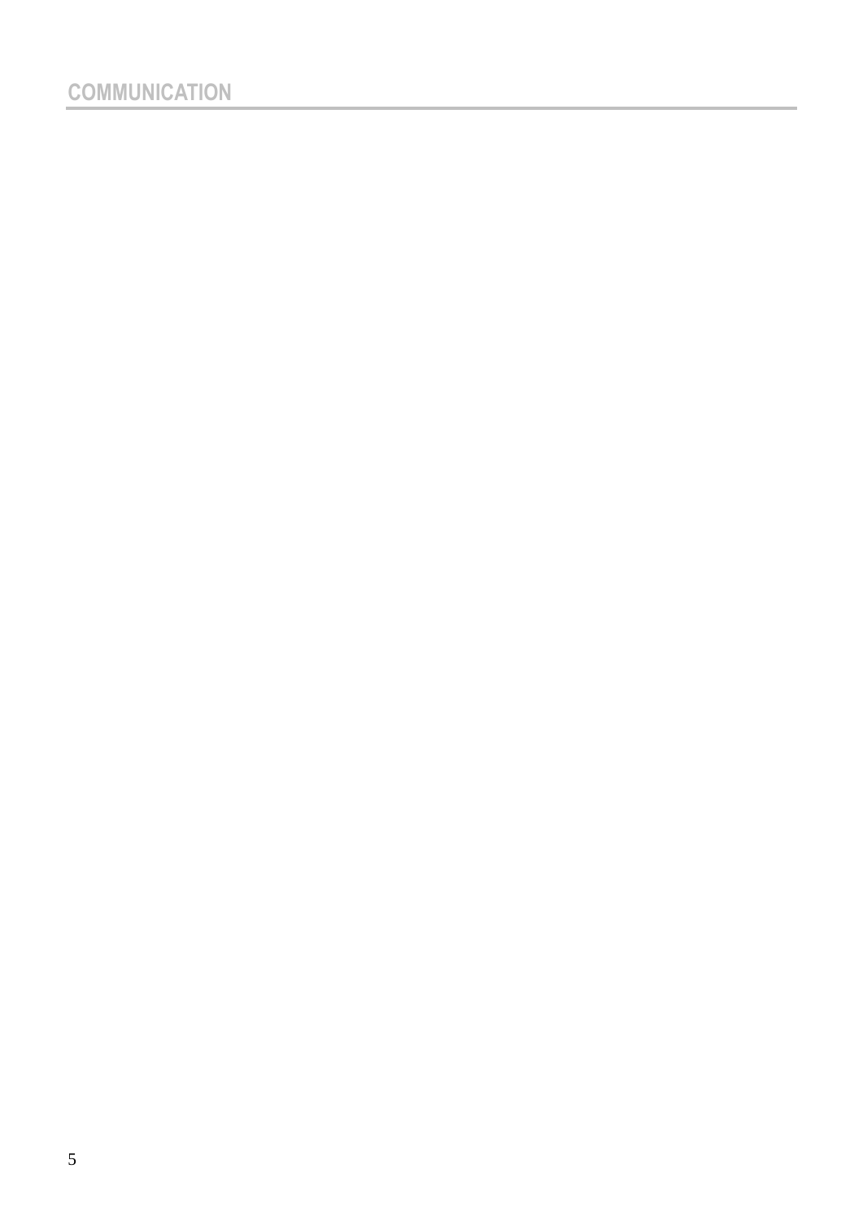# COMMUNICATION